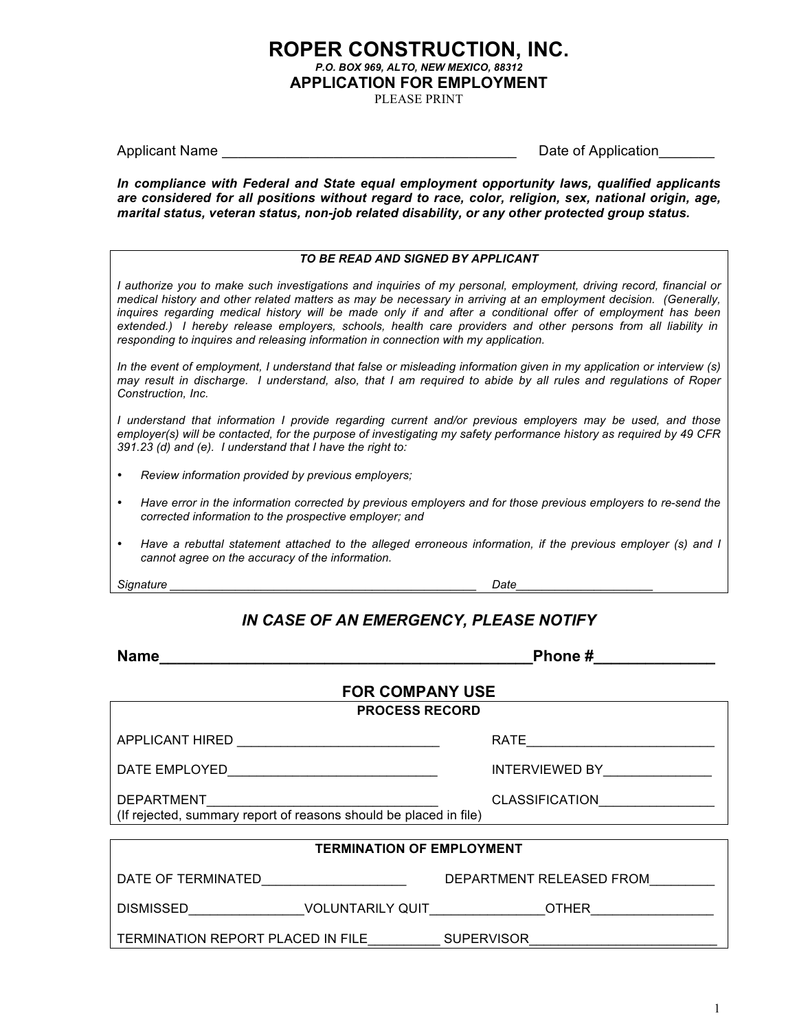# ROPER CONSTRUCTION, INC.

*P.O. BOX 969, ALTO, NEW MEXICO, 88312*

## APPLICATION FOR EMPLOYMENT

PLEASE PRINT

Applicant Name ______________________________________ Date of Application_______

***In compliance with Federal and State equal employment opportunity laws, qualified applicants are considered for all positions without regard to race, color, religion, sex, national origin, age, marital status, veteran status, non-job related disability, or any other protected group status.***

---

***TO BE READ AND SIGNED BY APPLICANT***

*I authorize you to make such investigations and inquiries of my personal, employment, driving record, financial or medical history and other related matters as may be necessary in arriving at an employment decision. (Generally, inquires regarding medical history will be made only if and after a conditional offer of employment has been extended.) I hereby release employers, schools, health care providers and other persons from all liability in responding to inquires and releasing information in connection with my application.*

*In the event of employment, I understand that false or misleading information given in my application or interview (s) may result in discharge. I understand, also, that I am required to abide by all rules and regulations of Roper Construction, Inc.*

*I understand that information I provide regarding current and/or previous employers may be used, and those employer(s) will be contacted, for the purpose of investigating my safety performance history as required by 49 CFR 391.23 (d) and (e). I understand that I have the right to:*

- *Review information provided by previous employers;*
- *Have error in the information corrected by previous employers and for those previous employers to re-send the corrected information to the prospective employer; and*
- *Have a rebuttal statement attached to the alleged erroneous information, if the previous employer (s) and I cannot agree on the accuracy of the information.*

*Signature _______________________________________________ Date____________________*

---

## *IN CASE OF AN EMERGENCY, PLEASE NOTIFY*

**Name___________________________________________Phone #_____________**

## FOR COMPANY USE

**PROCESS RECORD**

APPLICANT HIRED ___________________________ RATE_________________________

DATE EMPLOYED____________________________ INTERVIEWED BY_______________

DEPARTMENT_______________________________ CLASSIFICATION________________

(If rejected, summary report of reasons should be placed in file)

**TERMINATION OF EMPLOYMENT**

DATE OF TERMINATED___________________ DEPARTMENT RELEASED FROM_________

DISMISSED_______________VOLUNTARILY QUIT_______________OTHER________________

TERMINATION REPORT PLACED IN FILE__________ SUPERVISOR_________________________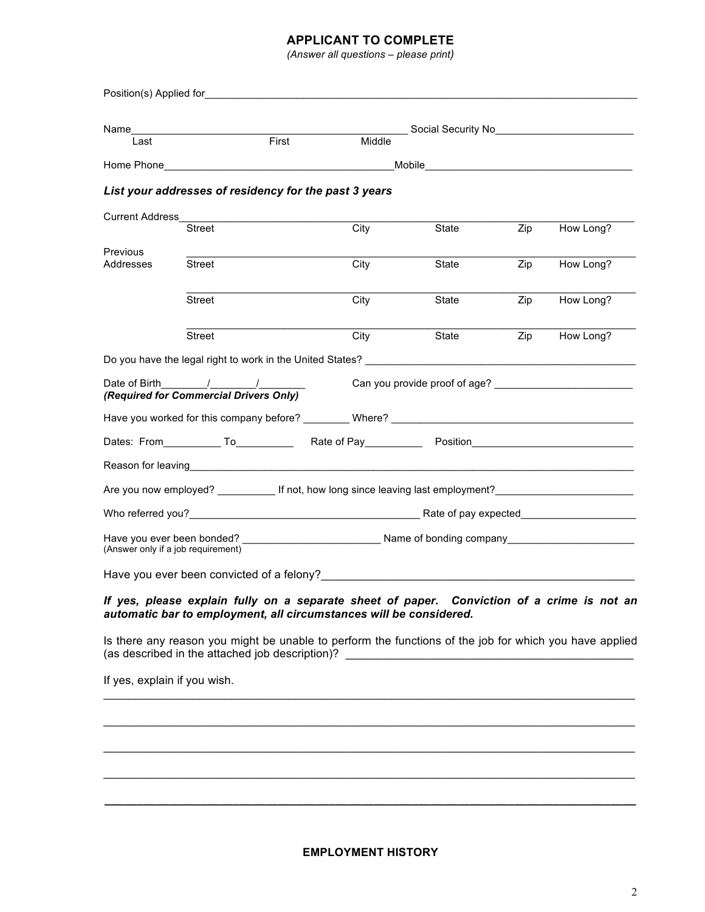## APPLICANT TO COMPLETE

*(Answer all questions – please print)*

Position(s) Applied for_______________________________________________________________________

Name_______________________________________________ Social Security No________________________
Last First Middle

Home Phone_______________________________________Mobile____________________________________

***List your addresses of residency for the past 3 years***

| | Street | City | State | Zip | How Long? |
|---|---|---|---|---|---|
| Current Address | | | | | |
| Previous Addresses | | | | | |
| | | | | | |
| | | | | | |

Do you have the legal right to work in the United States? _______________________________________________

Date of Birth________/________/________ Can you provide proof of age? ________________________
***(Required for Commercial Drivers Only)***

Have you worked for this company before? ________ Where? _________________________________________

Dates: From__________ To__________ Rate of Pay__________ Position____________________________

Reason for leaving______________________________________________________________________________

Are you now employed? __________ If not, how long since leaving last employment?________________________

Who referred you?________________________________________ Rate of pay expected____________________

Have you ever been bonded? _______________________ Name of bonding company______________________
(Answer only if a job requirement)

Have you ever been convicted of a felony?__________________________________________________

***If yes, please explain fully on a separate sheet of paper. Conviction of a crime is not an automatic bar to employment, all circumstances will be considered.***

Is there any reason you might be unable to perform the functions of the job for which you have applied (as described in the attached job description)? _______________________________________________

If yes, explain if you wish.

_____________________________________________________________________________________

_____________________________________________________________________________________

_____________________________________________________________________________________

_____________________________________________________________________________________

_____________________________________________________________________________________

**EMPLOYMENT HISTORY**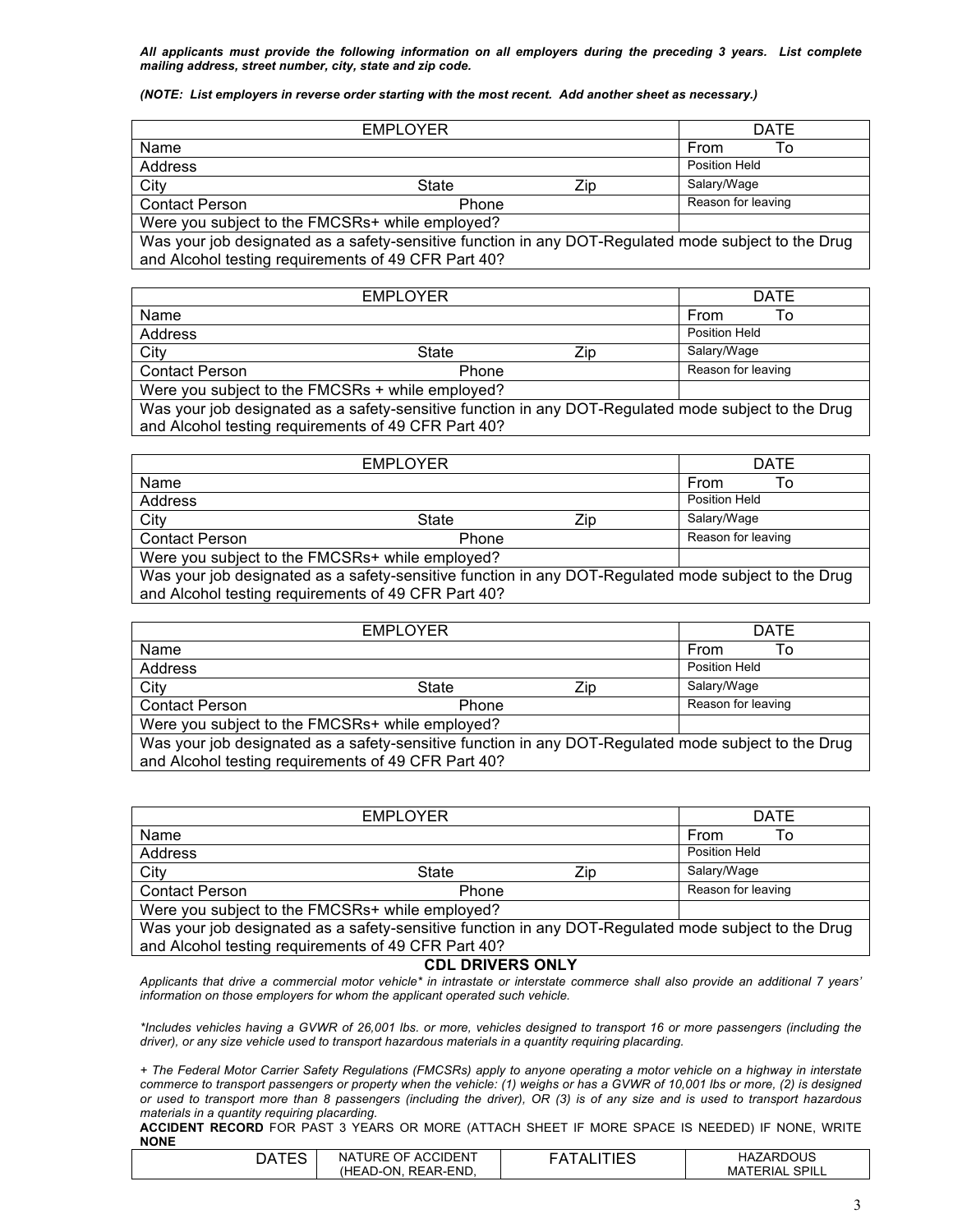***All applicants must provide the following information on all employers during the preceding 3 years. List complete mailing address, street number, city, state and zip code.***

***(NOTE: List employers in reverse order starting with the most recent. Add another sheet as necessary.)***

| EMPLOYER | | | DATE |
|---|---|---|---|
| Name | | | From To |
| Address | | | Position Held |
| City | State | Zip | Salary/Wage |
| Contact Person | Phone | | Reason for leaving |
| Were you subject to the FMCSRs+ while employed? | | | |
| Was your job designated as a safety-sensitive function in any DOT-Regulated mode subject to the Drug and Alcohol testing requirements of 49 CFR Part 40? | | | |

| EMPLOYER | | | DATE |
|---|---|---|---|
| Name | | | From To |
| Address | | | Position Held |
| City | State | Zip | Salary/Wage |
| Contact Person | Phone | | Reason for leaving |
| Were you subject to the FMCSRs + while employed? | | | |
| Was your job designated as a safety-sensitive function in any DOT-Regulated mode subject to the Drug and Alcohol testing requirements of 49 CFR Part 40? | | | |

| EMPLOYER | | | DATE |
|---|---|---|---|
| Name | | | From To |
| Address | | | Position Held |
| City | State | Zip | Salary/Wage |
| Contact Person | Phone | | Reason for leaving |
| Were you subject to the FMCSRs+ while employed? | | | |
| Was your job designated as a safety-sensitive function in any DOT-Regulated mode subject to the Drug and Alcohol testing requirements of 49 CFR Part 40? | | | |

| EMPLOYER | | | DATE |
|---|---|---|---|
| Name | | | From To |
| Address | | | Position Held |
| City | State | Zip | Salary/Wage |
| Contact Person | Phone | | Reason for leaving |
| Were you subject to the FMCSRs+ while employed? | | | |
| Was your job designated as a safety-sensitive function in any DOT-Regulated mode subject to the Drug and Alcohol testing requirements of 49 CFR Part 40? | | | |

| EMPLOYER | | | DATE |
|---|---|---|---|
| Name | | | From To |
| Address | | | Position Held |
| City | State | Zip | Salary/Wage |
| Contact Person | Phone | | Reason for leaving |
| Were you subject to the FMCSRs+ while employed? | | | |
| Was your job designated as a safety-sensitive function in any DOT-Regulated mode subject to the Drug and Alcohol testing requirements of 49 CFR Part 40? | | | |

**CDL DRIVERS ONLY**

*Applicants that drive a commercial motor vehicle* in intrastate or interstate commerce shall also provide an additional 7 years' information on those employers for whom the applicant operated such vehicle.*

**Includes vehicles having a GVWR of 26,001 lbs. or more, vehicles designed to transport 16 or more passengers (including the driver), or any size vehicle used to transport hazardous materials in a quantity requiring placarding.*

*+ The Federal Motor Carrier Safety Regulations (FMCSRs) apply to anyone operating a motor vehicle on a highway in interstate commerce to transport passengers or property when the vehicle: (1) weighs or has a GVWR of 10,001 lbs or more, (2) is designed or used to transport more than 8 passengers (including the driver), OR (3) is of any size and is used to transport hazardous materials in a quantity requiring placarding.*

**ACCIDENT RECORD** FOR PAST 3 YEARS OR MORE (ATTACH SHEET IF MORE SPACE IS NEEDED) IF NONE, WRITE **NONE**

| DATES | NATURE OF ACCIDENT (HEAD-ON, REAR-END, | FATALITIES | HAZARDOUS MATERIAL SPILL |
|---|---|---|---|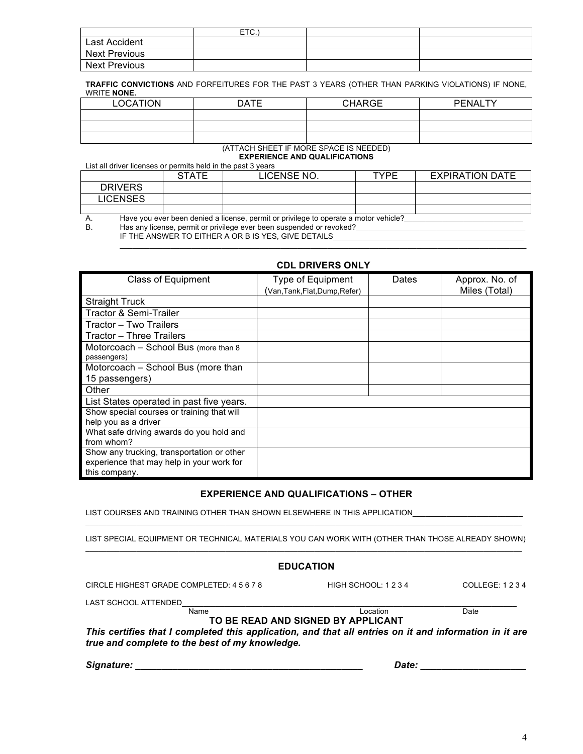| | ETC.) | | |
|---|---|---|---|
| Last Accident | | | |
| Next Previous | | | |
| Next Previous | | | |

**TRAFFIC CONVICTIONS** AND FORFEITURES FOR THE PAST 3 YEARS (OTHER THAN PARKING VIOLATIONS) IF NONE, WRITE **NONE.**

| LOCATION | DATE | CHARGE | PENALTY |
|---|---|---|---|
| | | | |
| | | | |
| | | | |

(ATTACH SHEET IF MORE SPACE IS NEEDED)

**EXPERIENCE AND QUALIFICATIONS**

List all driver licenses or permits held in the past 3 years

| | STATE | LICENSE NO. | TYPE | EXPIRATION DATE |
|---|---|---|---|---|
| DRIVERS | | | | |
| LICENSES | | | | |
| | | | | |

A. Have you ever been denied a license, permit or privilege to operate a motor vehicle?___________________________

B. Has any license, permit or privilege ever been suspended or revoked?________________________________________

IF THE ANSWER TO EITHER A OR B IS YES, GIVE DETAILS____________________________________________

_______________________________________________________________________________________

**CDL DRIVERS ONLY**

| Class of Equipment | Type of Equipment (Van,Tank,Flat,Dump,Refer) | Dates | Approx. No. of Miles (Total) |
|---|---|---|---|
| Straight Truck | | | |
| Tractor & Semi-Trailer | | | |
| Tractor – Two Trailers | | | |
| Tractor – Three Trailers | | | |
| Motorcoach – School Bus (more than 8 passengers) | | | |
| Motorcoach – School Bus (more than 15 passengers) | | | |
| Other | | | |
| List States operated in past five years. | | | |
| Show special courses or training that will help you as a driver | | | |
| What safe driving awards do you hold and from whom? | | | |
| Show any trucking, transportation or other experience that may help in your work for this company. | | | |

**EXPERIENCE AND QUALIFICATIONS – OTHER**

LIST COURSES AND TRAINING OTHER THAN SHOWN ELSEWHERE IN THIS APPLICATION_________________________

_______________________________________________________________________________________

LIST SPECIAL EQUIPMENT OR TECHNICAL MATERIALS YOU CAN WORK WITH (OTHER THAN THOSE ALREADY SHOWN)

_______________________________________________________________________________________

**EDUCATION**

CIRCLE HIGHEST GRADE COMPLETED: 4 5 6 7 8 HIGH SCHOOL: 1 2 3 4 COLLEGE: 1 2 3 4

LAST SCHOOL ATTENDED_______________________________________________________________________

Name Location Date

**TO BE READ AND SIGNED BY APPLICANT**

***This certifies that I completed this application, and that all entries on it and information in it are true and complete to the best of my knowledge.***

***Signature:*** ______________________________________________ ***Date:*** ____________________